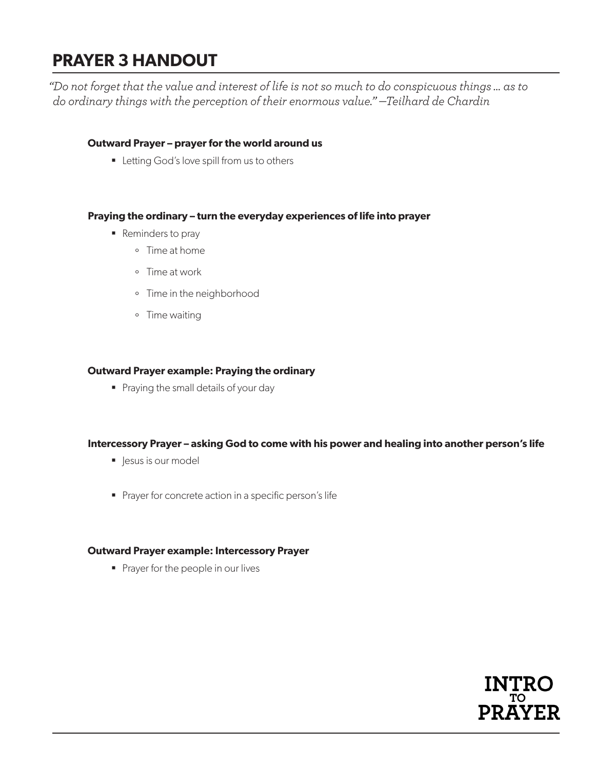# PRAYER 3 HANDOUT

*"Do not forget that the value and interest of life is not so much to do conspicuous things ... as to do ordinary things with the perception of their enormous value." —Teilhard de Chardin*

**Outward Prayer – prayer for the world around us**

- Letting God's love spill from us to others

**Praying the ordinary – turn the everyday experiences of life into prayer**

- Reminders to pray
  - Time at home
  - Time at work
  - Time in the neighborhood
  - Time waiting

**Outward Prayer example: Praying the ordinary**

- Praying the small details of your day

**Intercessory Prayer – asking God to come with his power and healing into another person's life**

- Jesus is our model
- Prayer for concrete action in a specific person's life

**Outward Prayer example: Intercessory Prayer**

- Prayer for the people in our lives

INTRO TO PRAYER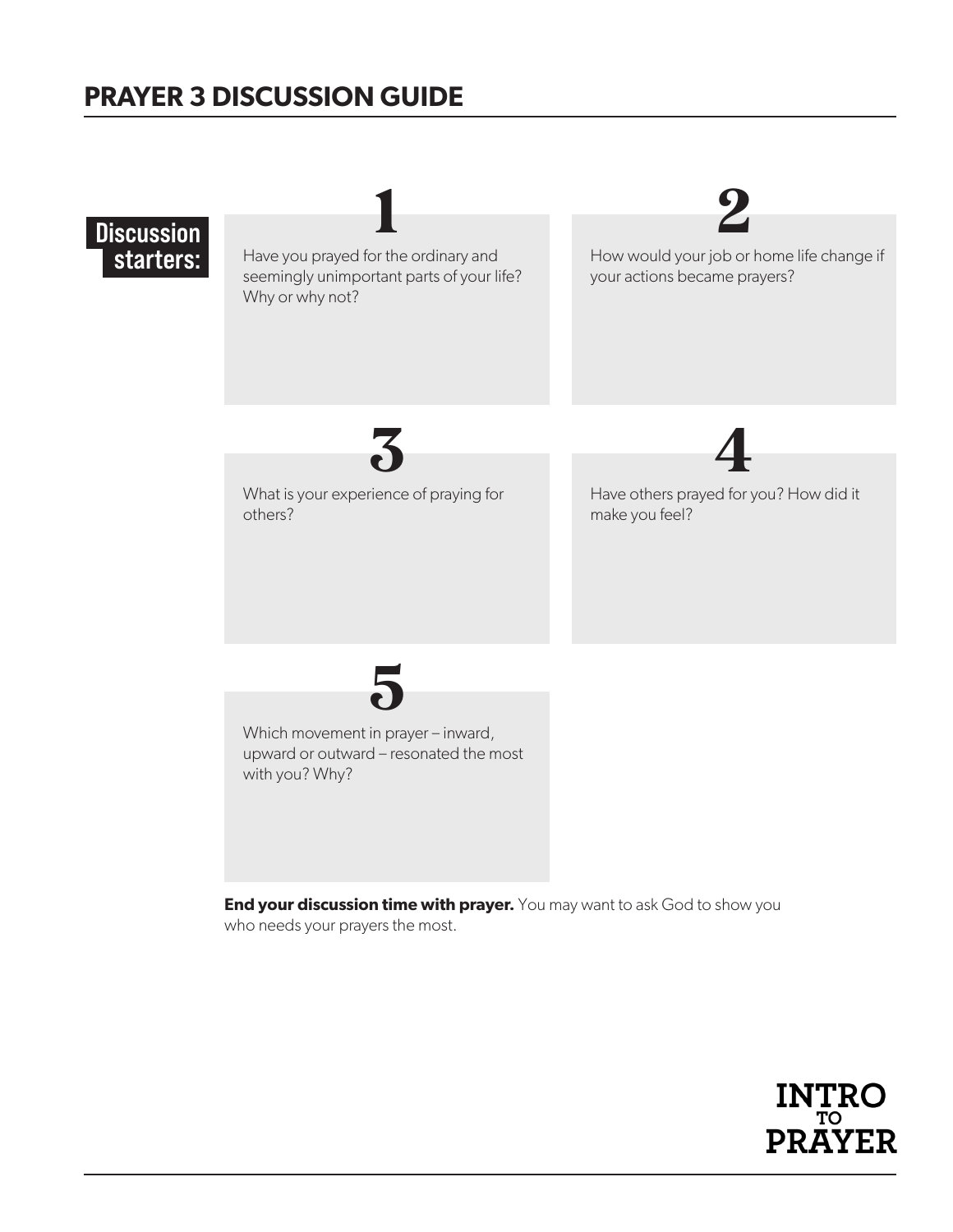# PRAYER 3 DISCUSSION GUIDE

**Discussion starters:**

**1**

Have you prayed for the ordinary and seemingly unimportant parts of your life? Why or why not?

**2**

How would your job or home life change if your actions became prayers?

**3**

What is your experience of praying for others?

**4**

Have others prayed for you? How did it make you feel?

**5**

Which movement in prayer – inward, upward or outward – resonated the most with you? Why?

**End your discussion time with prayer.** You may want to ask God to show you who needs your prayers the most.

INTRO TO PRAYER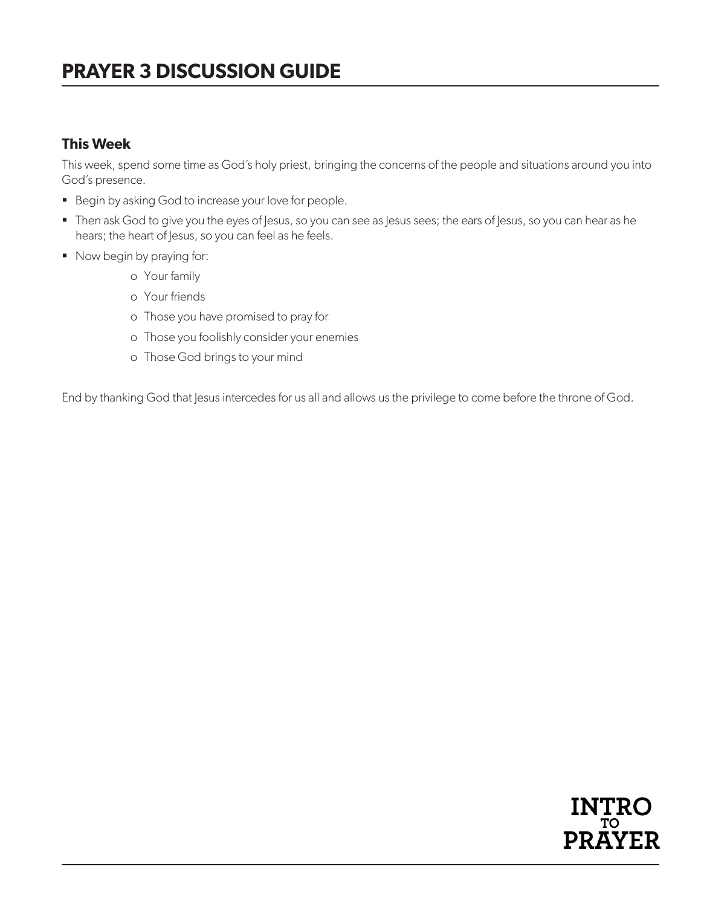# PRAYER 3 DISCUSSION GUIDE

### This Week

This week, spend some time as God's holy priest, bringing the concerns of the people and situations around you into God's presence.

- Begin by asking God to increase your love for people.
- Then ask God to give you the eyes of Jesus, so you can see as Jesus sees; the ears of Jesus, so you can hear as he hears; the heart of Jesus, so you can feel as he feels.
- Now begin by praying for:
  - Your family
  - Your friends
  - Those you have promised to pray for
  - Those you foolishly consider your enemies
  - Those God brings to your mind

End by thanking God that Jesus intercedes for us all and allows us the privilege to come before the throne of God.